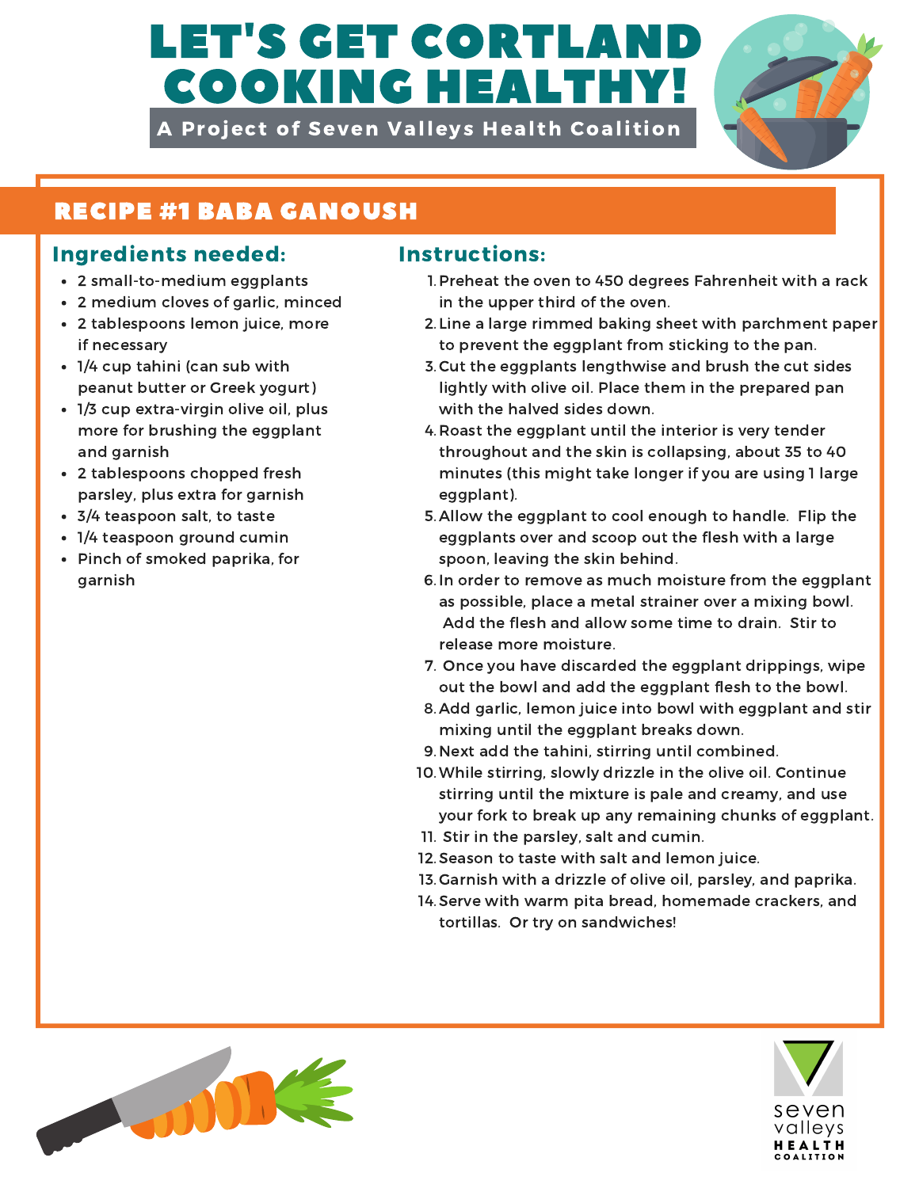# LET'S GET CORTLAND COOKING HEALTHY!

**A Project of Seven Valleys Health Coalition**

## RECIPE #1 BABA GANOUSH

### Ingredients needed:

- 2 small-to-medium eggplants
- 2 medium cloves of garlic, minced
- 2 tablespoons lemon juice, more if necessary
- 1/4 cup tahini (can sub with peanut butter or Greek yogurt)
- 1/3 cup extra-virgin olive oil, plus more for brushing the eggplant and garnish
- 2 tablespoons chopped fresh parsley, plus extra for garnish
- 3/4 teaspoon salt, to taste
- 1/4 teaspoon ground cumin
- Pinch of smoked paprika, for garnish

### Instructions:

1. Preheat the oven to 450 degrees Fahrenheit with a rack in the upper third of the oven.
2. Line a large rimmed baking sheet with parchment paper to prevent the eggplant from sticking to the pan.
3. Cut the eggplants lengthwise and brush the cut sides lightly with olive oil. Place them in the prepared pan with the halved sides down.
4. Roast the eggplant until the interior is very tender throughout and the skin is collapsing, about 35 to 40 minutes (this might take longer if you are using 1 large eggplant).
5. Allow the eggplant to cool enough to handle. Flip the eggplants over and scoop out the flesh with a large spoon, leaving the skin behind.
6. In order to remove as much moisture from the eggplant as possible, place a metal strainer over a mixing bowl. Add the flesh and allow some time to drain. Stir to release more moisture.
7. Once you have discarded the eggplant drippings, wipe out the bowl and add the eggplant flesh to the bowl.
8. Add garlic, lemon juice into bowl with eggplant and stir mixing until the eggplant breaks down.
9. Next add the tahini, stirring until combined.
10. While stirring, slowly drizzle in the olive oil. Continue stirring until the mixture is pale and creamy, and use your fork to break up any remaining chunks of eggplant.
11. Stir in the parsley, salt and cumin.
12. Season to taste with salt and lemon juice.
13. Garnish with a drizzle of olive oil, parsley, and paprika.
14. Serve with warm pita bread, homemade crackers, and tortillas. Or try on sandwiches!

seven valleys HEALTH COALITION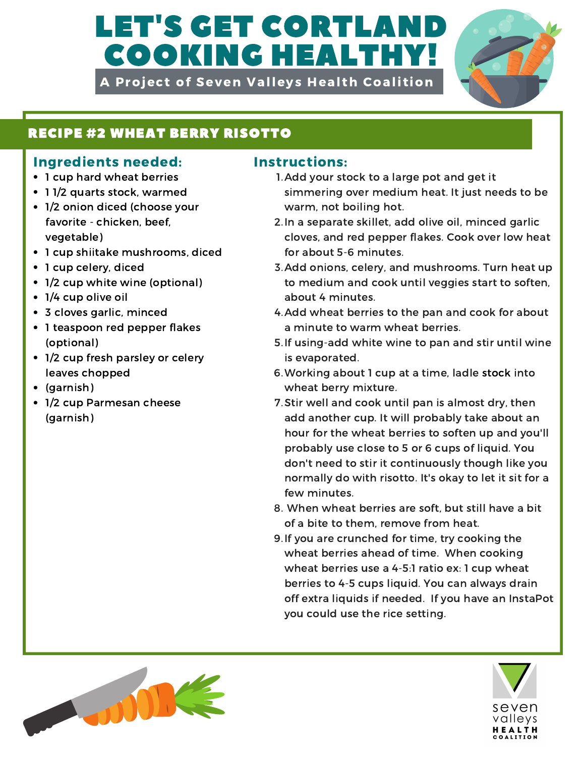# LET'S GET CORTLAND COOKING HEALTHY!

**A Project of Seven Valleys Health Coalition**

## RECIPE #2 WHEAT BERRY RISOTTO

### Ingredients needed:

- 1 cup hard wheat berries
- 1 1/2 quarts stock, warmed
- 1/2 onion diced (choose your favorite - chicken, beef, vegetable)
- 1 cup shiitake mushrooms, diced
- 1 cup celery, diced
- 1/2 cup white wine (optional)
- 1/4 cup olive oil
- 3 cloves garlic, minced
- 1 teaspoon red pepper flakes (optional)
- 1/2 cup fresh parsley or celery leaves chopped
- (garnish)
- 1/2 cup Parmesan cheese (garnish)

### Instructions:

1. Add your stock to a large pot and get it simmering over medium heat. It just needs to be warm, not boiling hot.
2. In a separate skillet, add olive oil, minced garlic cloves, and red pepper flakes. Cook over low heat for about 5-6 minutes.
3. Add onions, celery, and mushrooms. Turn heat up to medium and cook until veggies start to soften, about 4 minutes.
4. Add wheat berries to the pan and cook for about a minute to warm wheat berries.
5. If using-add white wine to pan and stir until wine is evaporated.
6. Working about 1 cup at a time, ladle stock into wheat berry mixture.
7. Stir well and cook until pan is almost dry, then add another cup. It will probably take about an hour for the wheat berries to soften up and you'll probably use close to 5 or 6 cups of liquid. You don't need to stir it continuously though like you normally do with risotto. It's okay to let it sit for a few minutes.
8. When wheat berries are soft, but still have a bit of a bite to them, remove from heat.
9. If you are crunched for time, try cooking the wheat berries ahead of time. When cooking wheat berries use a 4-5:1 ratio ex: 1 cup wheat berries to 4-5 cups liquid. You can always drain off extra liquids if needed. If you have an InstaPot you could use the rice setting.

seven valleys HEALTH COALITION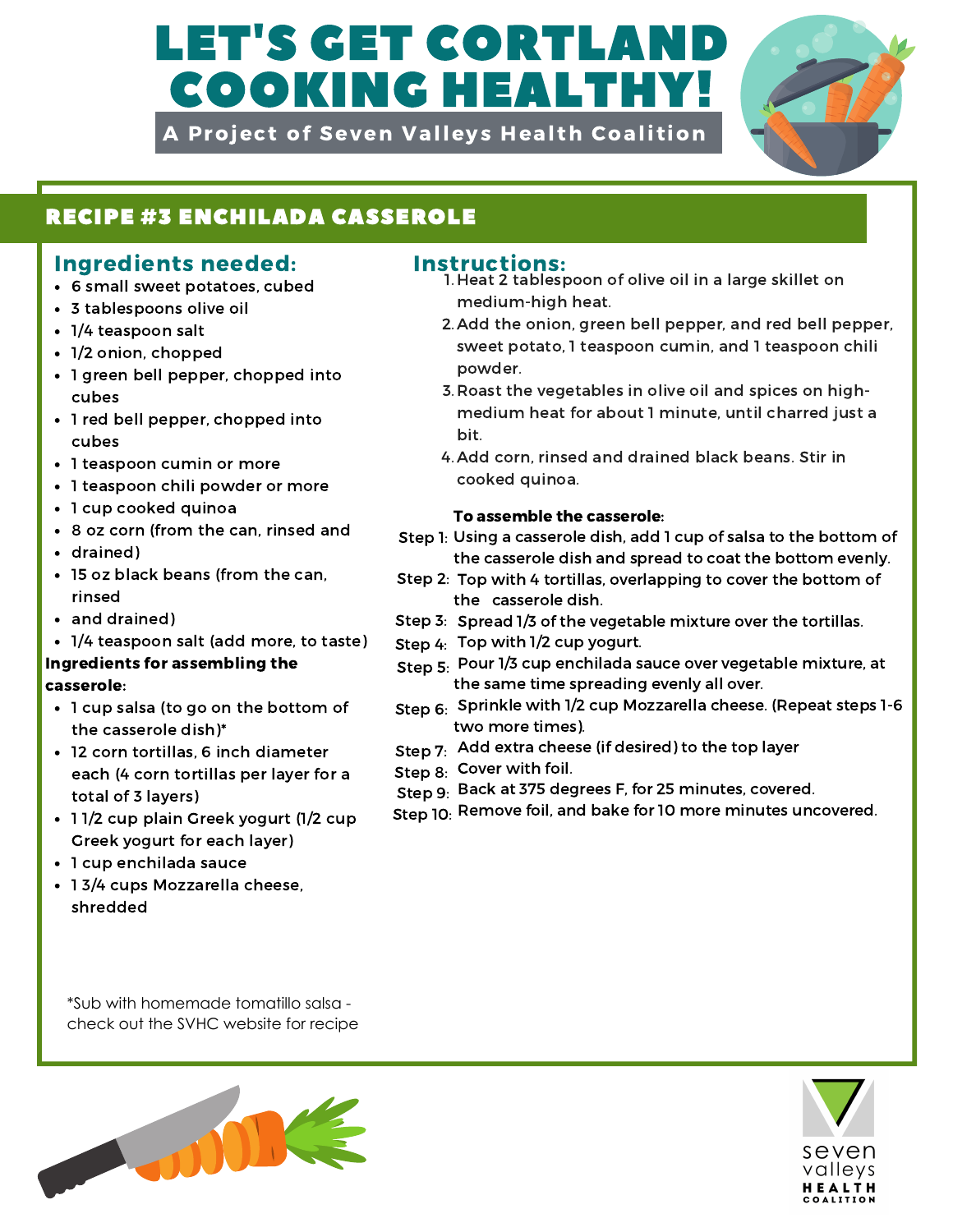# LET'S GET CORTLAND COOKING HEALTHY!

**A Project of Seven Valleys Health Coalition**

## RECIPE #3 ENCHILADA CASSEROLE

### Ingredients needed:

- 6 small sweet potatoes, cubed
- 3 tablespoons olive oil
- 1/4 teaspoon salt
- 1/2 onion, chopped
- 1 green bell pepper, chopped into cubes
- 1 red bell pepper, chopped into cubes
- 1 teaspoon cumin or more
- 1 teaspoon chili powder or more
- 1 cup cooked quinoa
- 8 oz corn (from the can, rinsed and
- drained)
- 15 oz black beans (from the can, rinsed
- and drained)
- 1/4 teaspoon salt (add more, to taste)

**Ingredients for assembling the casserole:**

- 1 cup salsa (to go on the bottom of the casserole dish)*
- 12 corn tortillas, 6 inch diameter each (4 corn tortillas per layer for a total of 3 layers)
- 1 1/2 cup plain Greek yogurt (1/2 cup Greek yogurt for each layer)
- 1 cup enchilada sauce
- 1 3/4 cups Mozzarella cheese, shredded

*Sub with homemade tomatillo salsa - check out the SVHC website for recipe

### Instructions:

1. Heat 2 tablespoon of olive oil in a large skillet on medium-high heat.
2. Add the onion, green bell pepper, and red bell pepper, sweet potato, 1 teaspoon cumin, and 1 teaspoon chili powder.
3. Roast the vegetables in olive oil and spices on high-medium heat for about 1 minute, until charred just a bit.
4. Add corn, rinsed and drained black beans. Stir in cooked quinoa.

**To assemble the casserole:**

Step 1: Using a casserole dish, add 1 cup of salsa to the bottom of the casserole dish and spread to coat the bottom evenly.

Step 2: Top with 4 tortillas, overlapping to cover the bottom of the casserole dish.

Step 3: Spread 1/3 of the vegetable mixture over the tortillas.

Step 4: Top with 1/2 cup yogurt.

Step 5: Pour 1/3 cup enchilada sauce over vegetable mixture, at the same time spreading evenly all over.

Step 6: Sprinkle with 1/2 cup Mozzarella cheese. (Repeat steps 1-6 two more times).

Step 7: Add extra cheese (if desired) to the top layer

Step 8: Cover with foil.

Step 9: Back at 375 degrees F, for 25 minutes, covered.

Step 10: Remove foil, and bake for 10 more minutes uncovered.

seven valleys HEALTH COALITION